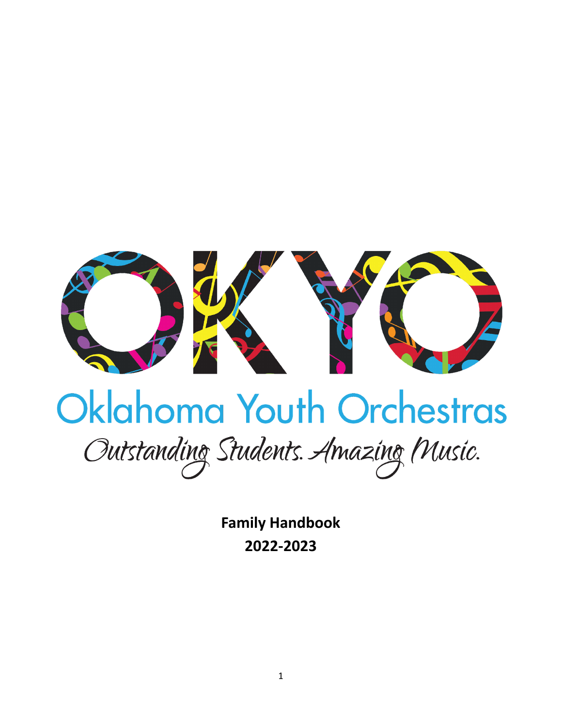# OKYO

## Oklahoma Youth Orchestras

*Outstanding Students. Amazing Music.*

**Family Handbook**

**2022-2023**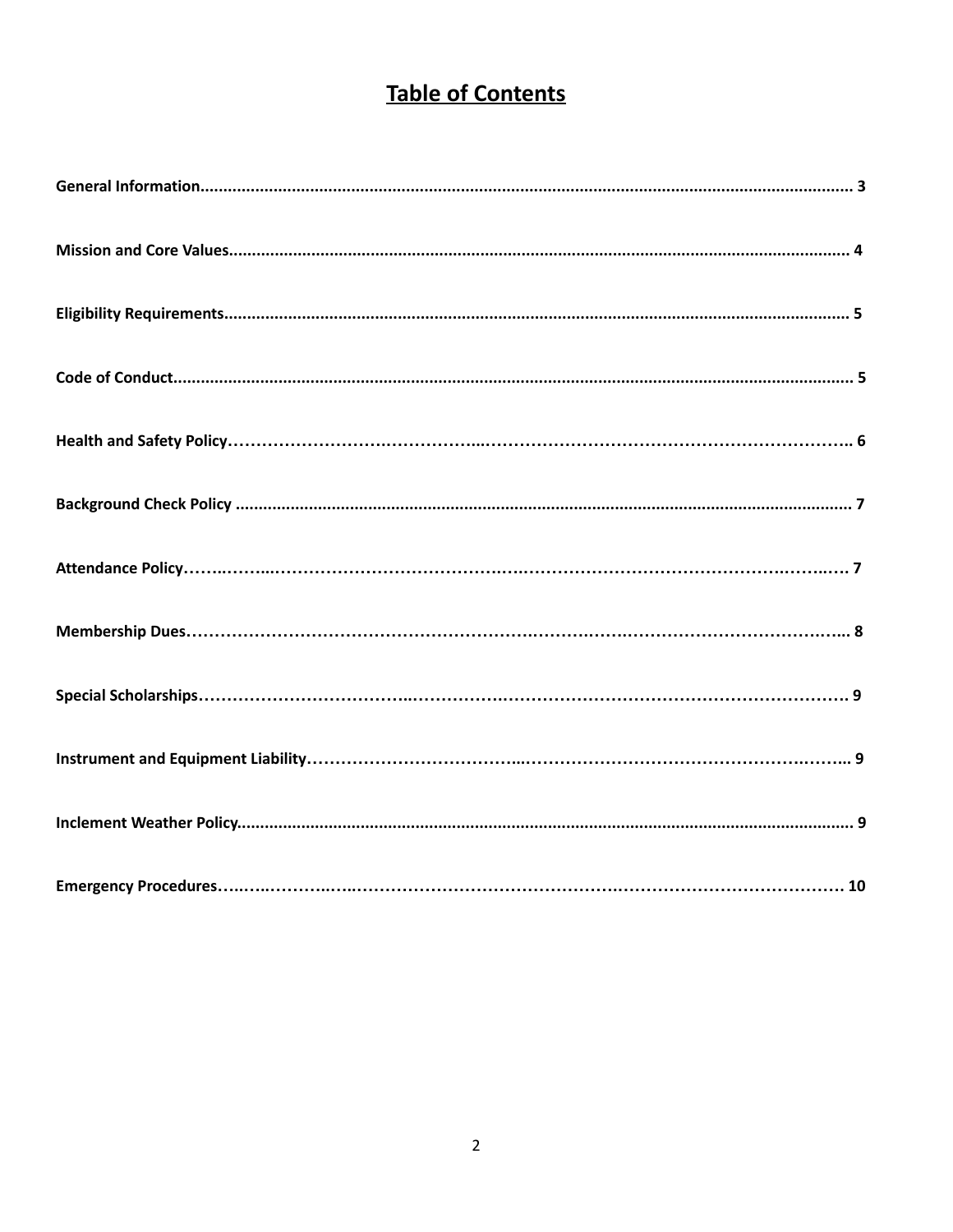# Table of Contents

**General Information** ........................................................ 3

**Mission and Core Values** ........................................................ 4

**Eligibility Requirements** ........................................................ 5

**Code of Conduct** ........................................................ 5

**Health and Safety Policy** ........................................................ 6

**Background Check Policy** ........................................................ 7

**Attendance Policy** ........................................................ 7

**Membership Dues** ........................................................ 8

**Special Scholarships** ........................................................ 9

**Instrument and Equipment Liability** ........................................................ 9

**Inclement Weather Policy** ........................................................ 9

**Emergency Procedures** ........................................................ 10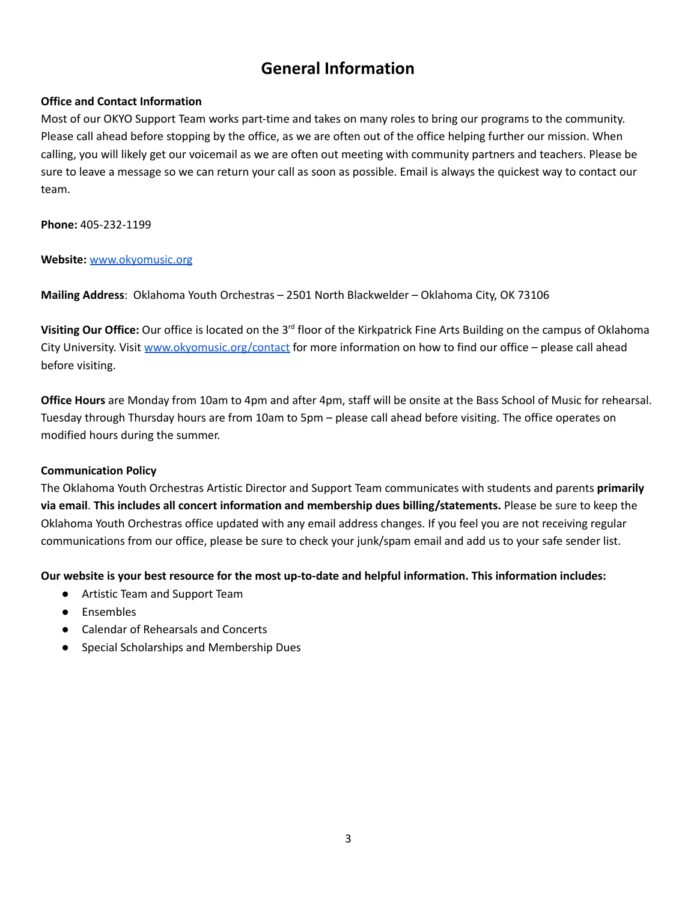# General Information

**Office and Contact Information**

Most of our OKYO Support Team works part-time and takes on many roles to bring our programs to the community. Please call ahead before stopping by the office, as we are often out of the office helping further our mission. When calling, you will likely get our voicemail as we are often out meeting with community partners and teachers. Please be sure to leave a message so we can return your call as soon as possible. Email is always the quickest way to contact our team.

**Phone:** 405-232-1199

**Website:** [www.okyomusic.org](http://www.okyomusic.org)

**Mailing Address**: Oklahoma Youth Orchestras – 2501 North Blackwelder – Oklahoma City, OK 73106

**Visiting Our Office:** Our office is located on the 3rd floor of the Kirkpatrick Fine Arts Building on the campus of Oklahoma City University. Visit [www.okyomusic.org/contact](http://www.okyomusic.org/contact) for more information on how to find our office – please call ahead before visiting.

**Office Hours** are Monday from 10am to 4pm and after 4pm, staff will be onsite at the Bass School of Music for rehearsal. Tuesday through Thursday hours are from 10am to 5pm – please call ahead before visiting. The office operates on modified hours during the summer.

**Communication Policy**

The Oklahoma Youth Orchestras Artistic Director and Support Team communicates with students and parents **primarily via email**. **This includes all concert information and membership dues billing/statements.** Please be sure to keep the Oklahoma Youth Orchestras office updated with any email address changes. If you feel you are not receiving regular communications from our office, please be sure to check your junk/spam email and add us to your safe sender list.

**Our website is your best resource for the most up-to-date and helpful information. This information includes:**

- Artistic Team and Support Team
- Ensembles
- Calendar of Rehearsals and Concerts
- Special Scholarships and Membership Dues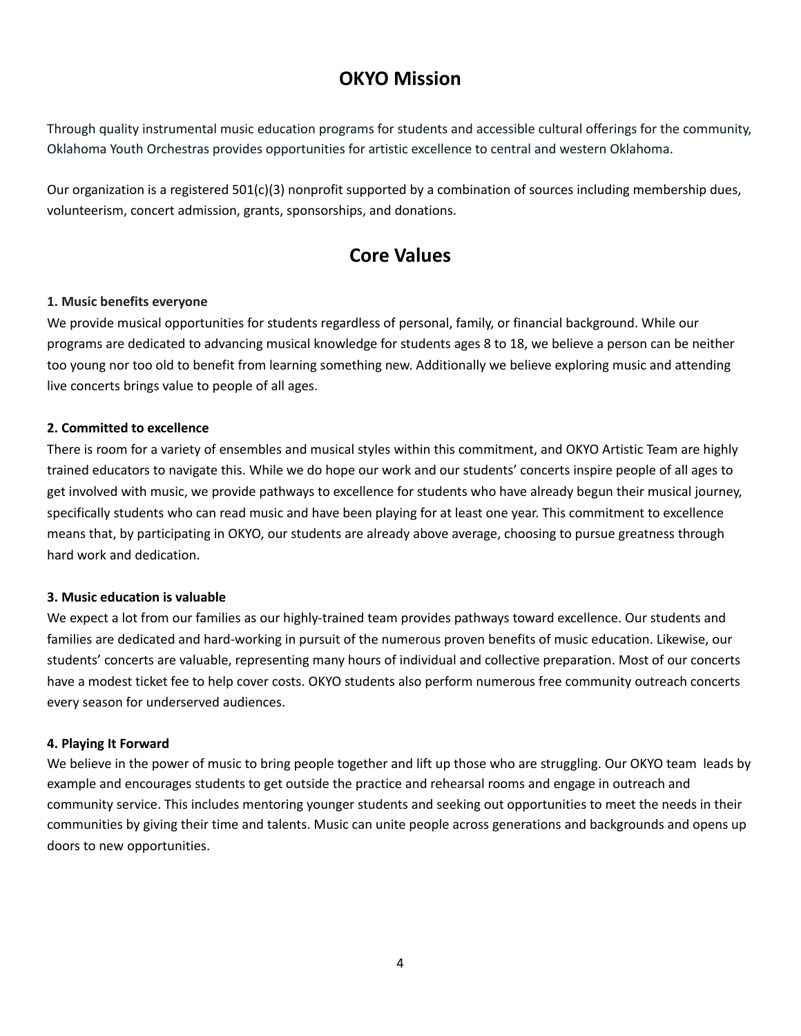# OKYO Mission

Through quality instrumental music education programs for students and accessible cultural offerings for the community, Oklahoma Youth Orchestras provides opportunities for artistic excellence to central and western Oklahoma.

Our organization is a registered 501(c)(3) nonprofit supported by a combination of sources including membership dues, volunteerism, concert admission, grants, sponsorships, and donations.

# Core Values

**1. Music benefits everyone**

We provide musical opportunities for students regardless of personal, family, or financial background. While our programs are dedicated to advancing musical knowledge for students ages 8 to 18, we believe a person can be neither too young nor too old to benefit from learning something new. Additionally we believe exploring music and attending live concerts brings value to people of all ages.

**2. Committed to excellence**

There is room for a variety of ensembles and musical styles within this commitment, and OKYO Artistic Team are highly trained educators to navigate this. While we do hope our work and our students' concerts inspire people of all ages to get involved with music, we provide pathways to excellence for students who have already begun their musical journey, specifically students who can read music and have been playing for at least one year. This commitment to excellence means that, by participating in OKYO, our students are already above average, choosing to pursue greatness through hard work and dedication.

**3. Music education is valuable**

We expect a lot from our families as our highly-trained team provides pathways toward excellence. Our students and families are dedicated and hard-working in pursuit of the numerous proven benefits of music education. Likewise, our students' concerts are valuable, representing many hours of individual and collective preparation. Most of our concerts have a modest ticket fee to help cover costs. OKYO students also perform numerous free community outreach concerts every season for underserved audiences.

**4. Playing It Forward**

We believe in the power of music to bring people together and lift up those who are struggling. Our OKYO team leads by example and encourages students to get outside the practice and rehearsal rooms and engage in outreach and community service. This includes mentoring younger students and seeking out opportunities to meet the needs in their communities by giving their time and talents. Music can unite people across generations and backgrounds and opens up doors to new opportunities.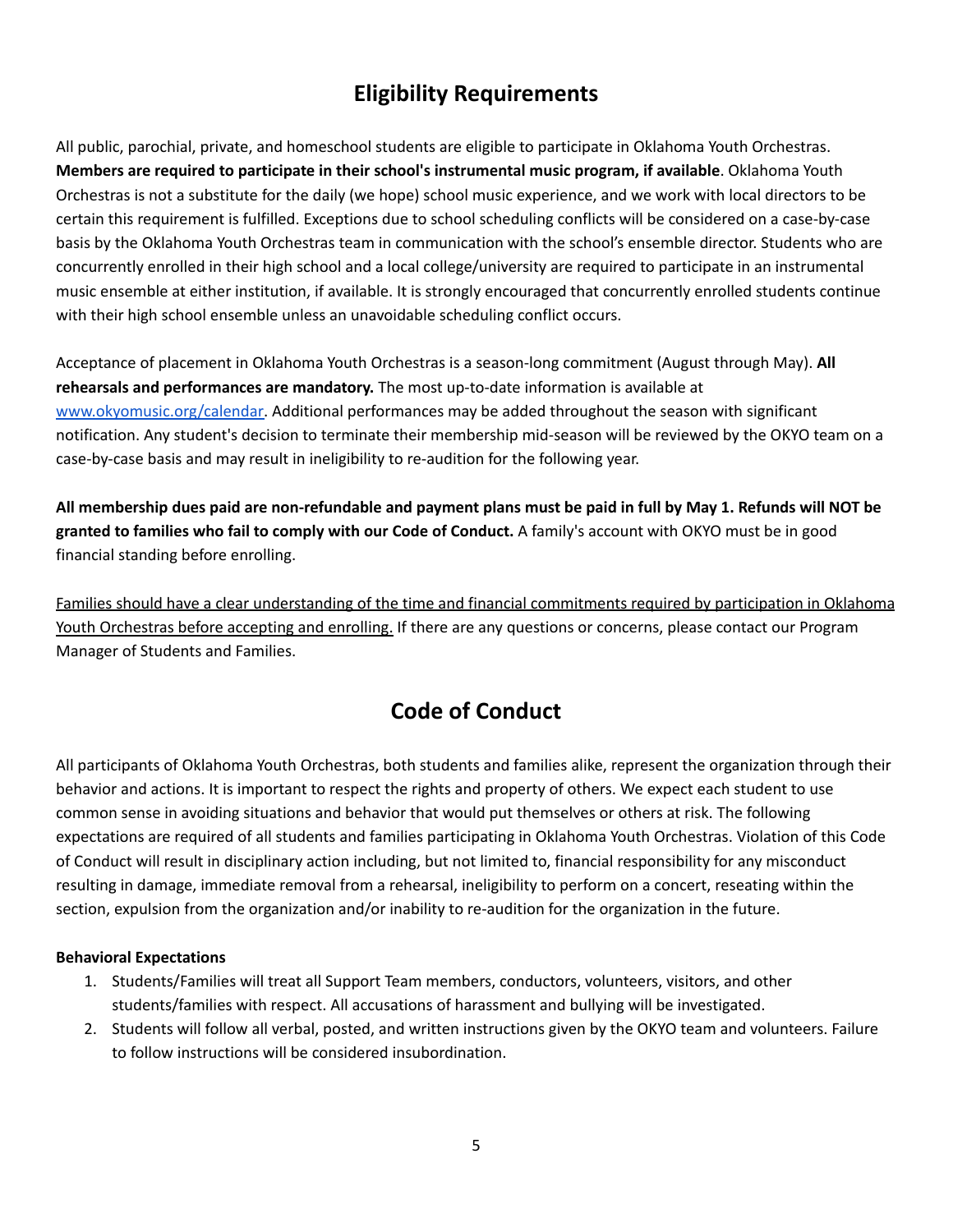## Eligibility Requirements

All public, parochial, private, and homeschool students are eligible to participate in Oklahoma Youth Orchestras. **Members are required to participate in their school's instrumental music program, if available**. Oklahoma Youth Orchestras is not a substitute for the daily (we hope) school music experience, and we work with local directors to be certain this requirement is fulfilled. Exceptions due to school scheduling conflicts will be considered on a case-by-case basis by the Oklahoma Youth Orchestras team in communication with the school's ensemble director. Students who are concurrently enrolled in their high school and a local college/university are required to participate in an instrumental music ensemble at either institution, if available. It is strongly encouraged that concurrently enrolled students continue with their high school ensemble unless an unavoidable scheduling conflict occurs.

Acceptance of placement in Oklahoma Youth Orchestras is a season-long commitment (August through May). **All rehearsals and performances are mandatory.** The most up-to-date information is available at [www.okyomusic.org/calendar](www.okyomusic.org/calendar). Additional performances may be added throughout the season with significant notification. Any student's decision to terminate their membership mid-season will be reviewed by the OKYO team on a case-by-case basis and may result in ineligibility to re-audition for the following year.

**All membership dues paid are non-refundable and payment plans must be paid in full by May 1. Refunds will NOT be granted to families who fail to comply with our Code of Conduct.** A family's account with OKYO must be in good financial standing before enrolling.

<u>Families should have a clear understanding of the time and financial commitments required by participation in Oklahoma Youth Orchestras before accepting and enrolling.</u> If there are any questions or concerns, please contact our Program Manager of Students and Families.

## Code of Conduct

All participants of Oklahoma Youth Orchestras, both students and families alike, represent the organization through their behavior and actions. It is important to respect the rights and property of others. We expect each student to use common sense in avoiding situations and behavior that would put themselves or others at risk. The following expectations are required of all students and families participating in Oklahoma Youth Orchestras. Violation of this Code of Conduct will result in disciplinary action including, but not limited to, financial responsibility for any misconduct resulting in damage, immediate removal from a rehearsal, ineligibility to perform on a concert, reseating within the section, expulsion from the organization and/or inability to re-audition for the organization in the future.

**Behavioral Expectations**

1. Students/Families will treat all Support Team members, conductors, volunteers, visitors, and other students/families with respect. All accusations of harassment and bullying will be investigated.
2. Students will follow all verbal, posted, and written instructions given by the OKYO team and volunteers. Failure to follow instructions will be considered insubordination.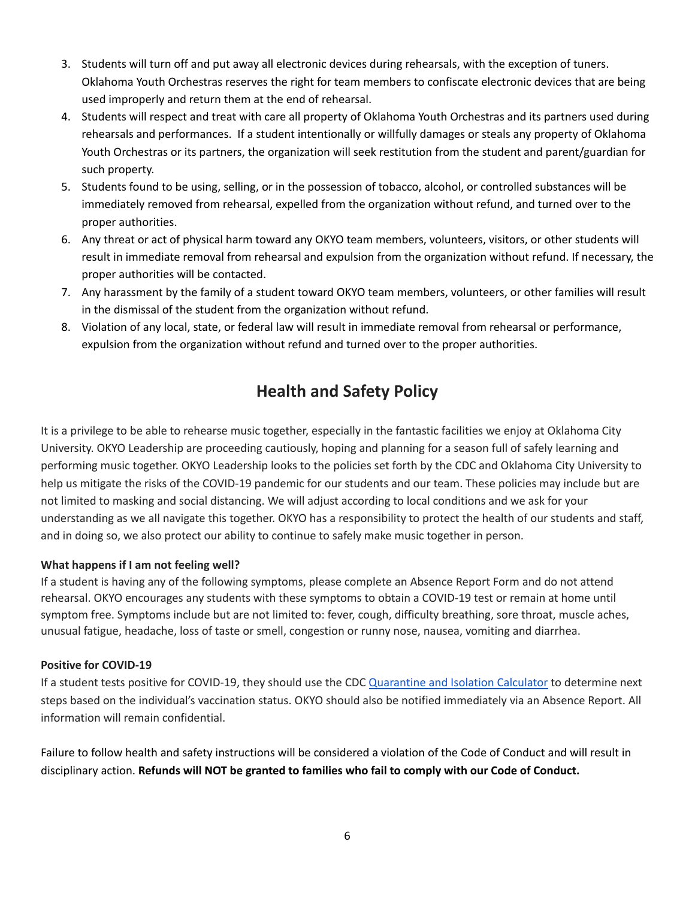3. Students will turn off and put away all electronic devices during rehearsals, with the exception of tuners. Oklahoma Youth Orchestras reserves the right for team members to confiscate electronic devices that are being used improperly and return them at the end of rehearsal.
4. Students will respect and treat with care all property of Oklahoma Youth Orchestras and its partners used during rehearsals and performances. If a student intentionally or willfully damages or steals any property of Oklahoma Youth Orchestras or its partners, the organization will seek restitution from the student and parent/guardian for such property.
5. Students found to be using, selling, or in the possession of tobacco, alcohol, or controlled substances will be immediately removed from rehearsal, expelled from the organization without refund, and turned over to the proper authorities.
6. Any threat or act of physical harm toward any OKYO team members, volunteers, visitors, or other students will result in immediate removal from rehearsal and expulsion from the organization without refund. If necessary, the proper authorities will be contacted.
7. Any harassment by the family of a student toward OKYO team members, volunteers, or other families will result in the dismissal of the student from the organization without refund.
8. Violation of any local, state, or federal law will result in immediate removal from rehearsal or performance, expulsion from the organization without refund and turned over to the proper authorities.

## Health and Safety Policy

It is a privilege to be able to rehearse music together, especially in the fantastic facilities we enjoy at Oklahoma City University. OKYO Leadership are proceeding cautiously, hoping and planning for a season full of safely learning and performing music together. OKYO Leadership looks to the policies set forth by the CDC and Oklahoma City University to help us mitigate the risks of the COVID-19 pandemic for our students and our team. These policies may include but are not limited to masking and social distancing. We will adjust according to local conditions and we ask for your understanding as we all navigate this together. OKYO has a responsibility to protect the health of our students and staff, and in doing so, we also protect our ability to continue to safely make music together in person.

**What happens if I am not feeling well?**
If a student is having any of the following symptoms, please complete an Absence Report Form and do not attend rehearsal. OKYO encourages any students with these symptoms to obtain a COVID-19 test or remain at home until symptom free. Symptoms include but are not limited to: fever, cough, difficulty breathing, sore throat, muscle aches, unusual fatigue, headache, loss of taste or smell, congestion or runny nose, nausea, vomiting and diarrhea.

**Positive for COVID-19**
If a student tests positive for COVID-19, they should use the CDC Quarantine and Isolation Calculator to determine next steps based on the individual's vaccination status. OKYO should also be notified immediately via an Absence Report. All information will remain confidential.

Failure to follow health and safety instructions will be considered a violation of the Code of Conduct and will result in disciplinary action. **Refunds will NOT be granted to families who fail to comply with our Code of Conduct.**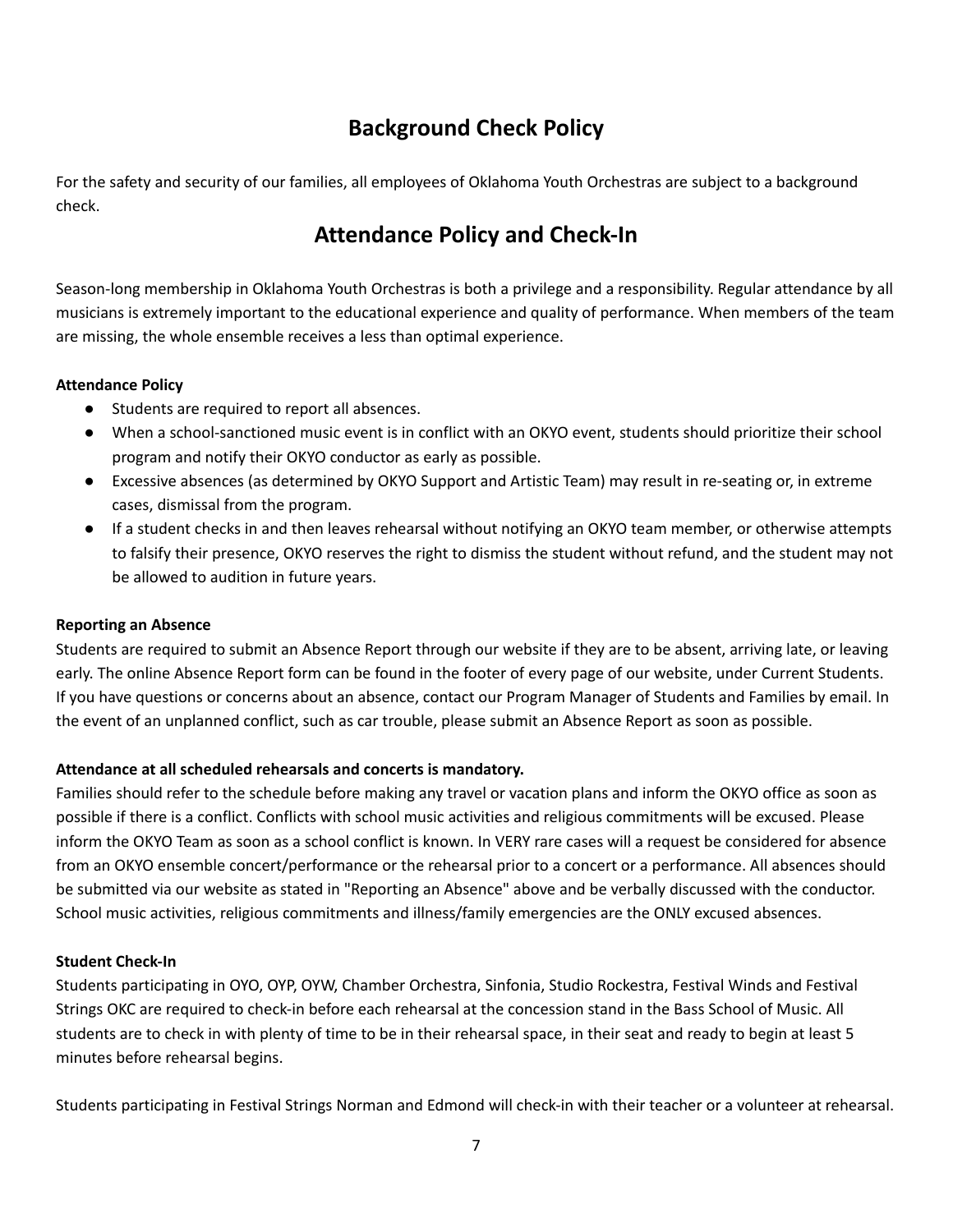## Background Check Policy

For the safety and security of our families, all employees of Oklahoma Youth Orchestras are subject to a background check.

## Attendance Policy and Check-In

Season-long membership in Oklahoma Youth Orchestras is both a privilege and a responsibility. Regular attendance by all musicians is extremely important to the educational experience and quality of performance. When members of the team are missing, the whole ensemble receives a less than optimal experience.

**Attendance Policy**

- Students are required to report all absences.
- When a school-sanctioned music event is in conflict with an OKYO event, students should prioritize their school program and notify their OKYO conductor as early as possible.
- Excessive absences (as determined by OKYO Support and Artistic Team) may result in re-seating or, in extreme cases, dismissal from the program.
- If a student checks in and then leaves rehearsal without notifying an OKYO team member, or otherwise attempts to falsify their presence, OKYO reserves the right to dismiss the student without refund, and the student may not be allowed to audition in future years.

**Reporting an Absence**

Students are required to submit an Absence Report through our website if they are to be absent, arriving late, or leaving early. The online Absence Report form can be found in the footer of every page of our website, under Current Students. If you have questions or concerns about an absence, contact our Program Manager of Students and Families by email. In the event of an unplanned conflict, such as car trouble, please submit an Absence Report as soon as possible.

**Attendance at all scheduled rehearsals and concerts is mandatory.**

Families should refer to the schedule before making any travel or vacation plans and inform the OKYO office as soon as possible if there is a conflict. Conflicts with school music activities and religious commitments will be excused. Please inform the OKYO Team as soon as a school conflict is known. In VERY rare cases will a request be considered for absence from an OKYO ensemble concert/performance or the rehearsal prior to a concert or a performance. All absences should be submitted via our website as stated in "Reporting an Absence" above and be verbally discussed with the conductor. School music activities, religious commitments and illness/family emergencies are the ONLY excused absences.

**Student Check-In**

Students participating in OYO, OYP, OYW, Chamber Orchestra, Sinfonia, Studio Rockestra, Festival Winds and Festival Strings OKC are required to check-in before each rehearsal at the concession stand in the Bass School of Music. All students are to check in with plenty of time to be in their rehearsal space, in their seat and ready to begin at least 5 minutes before rehearsal begins.

Students participating in Festival Strings Norman and Edmond will check-in with their teacher or a volunteer at rehearsal.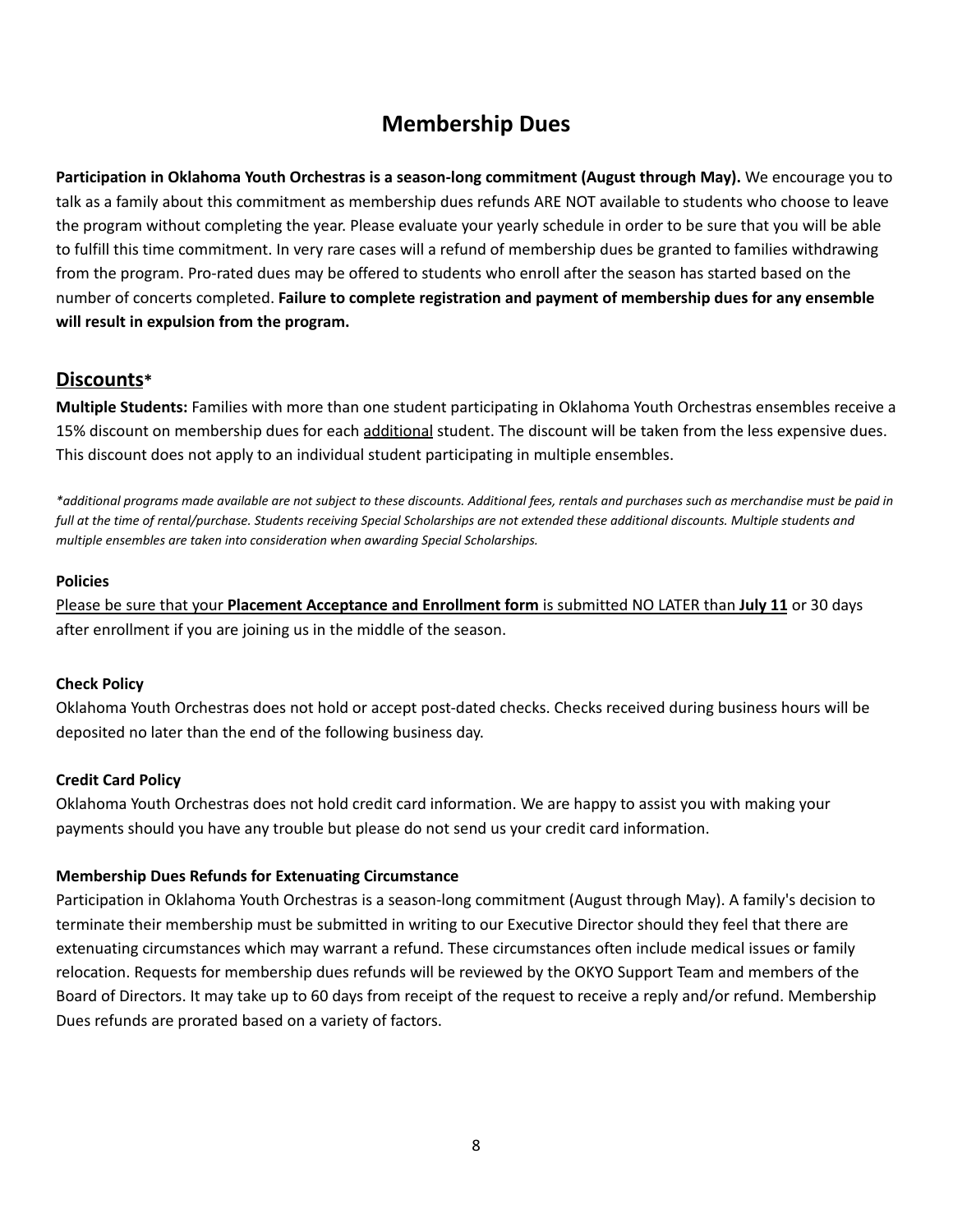# Membership Dues

**Participation in Oklahoma Youth Orchestras is a season-long commitment (August through May).** We encourage you to talk as a family about this commitment as membership dues refunds ARE NOT available to students who choose to leave the program without completing the year. Please evaluate your yearly schedule in order to be sure that you will be able to fulfill this time commitment. In very rare cases will a refund of membership dues be granted to families withdrawing from the program. Pro-rated dues may be offered to students who enroll after the season has started based on the number of concerts completed. **Failure to complete registration and payment of membership dues for any ensemble will result in expulsion from the program.**

## Discounts*

**Multiple Students:** Families with more than one student participating in Oklahoma Youth Orchestras ensembles receive a 15% discount on membership dues for each additional student. The discount will be taken from the less expensive dues. This discount does not apply to an individual student participating in multiple ensembles.

*\*additional programs made available are not subject to these discounts. Additional fees, rentals and purchases such as merchandise must be paid in full at the time of rental/purchase. Students receiving Special Scholarships are not extended these additional discounts. Multiple students and multiple ensembles are taken into consideration when awarding Special Scholarships.*

**Policies**

Please be sure that your **Placement Acceptance and Enrollment form** is submitted NO LATER than **July 11** or 30 days after enrollment if you are joining us in the middle of the season.

**Check Policy**

Oklahoma Youth Orchestras does not hold or accept post-dated checks. Checks received during business hours will be deposited no later than the end of the following business day.

**Credit Card Policy**

Oklahoma Youth Orchestras does not hold credit card information. We are happy to assist you with making your payments should you have any trouble but please do not send us your credit card information.

**Membership Dues Refunds for Extenuating Circumstance**

Participation in Oklahoma Youth Orchestras is a season-long commitment (August through May). A family's decision to terminate their membership must be submitted in writing to our Executive Director should they feel that there are extenuating circumstances which may warrant a refund. These circumstances often include medical issues or family relocation. Requests for membership dues refunds will be reviewed by the OKYO Support Team and members of the Board of Directors. It may take up to 60 days from receipt of the request to receive a reply and/or refund. Membership Dues refunds are prorated based on a variety of factors.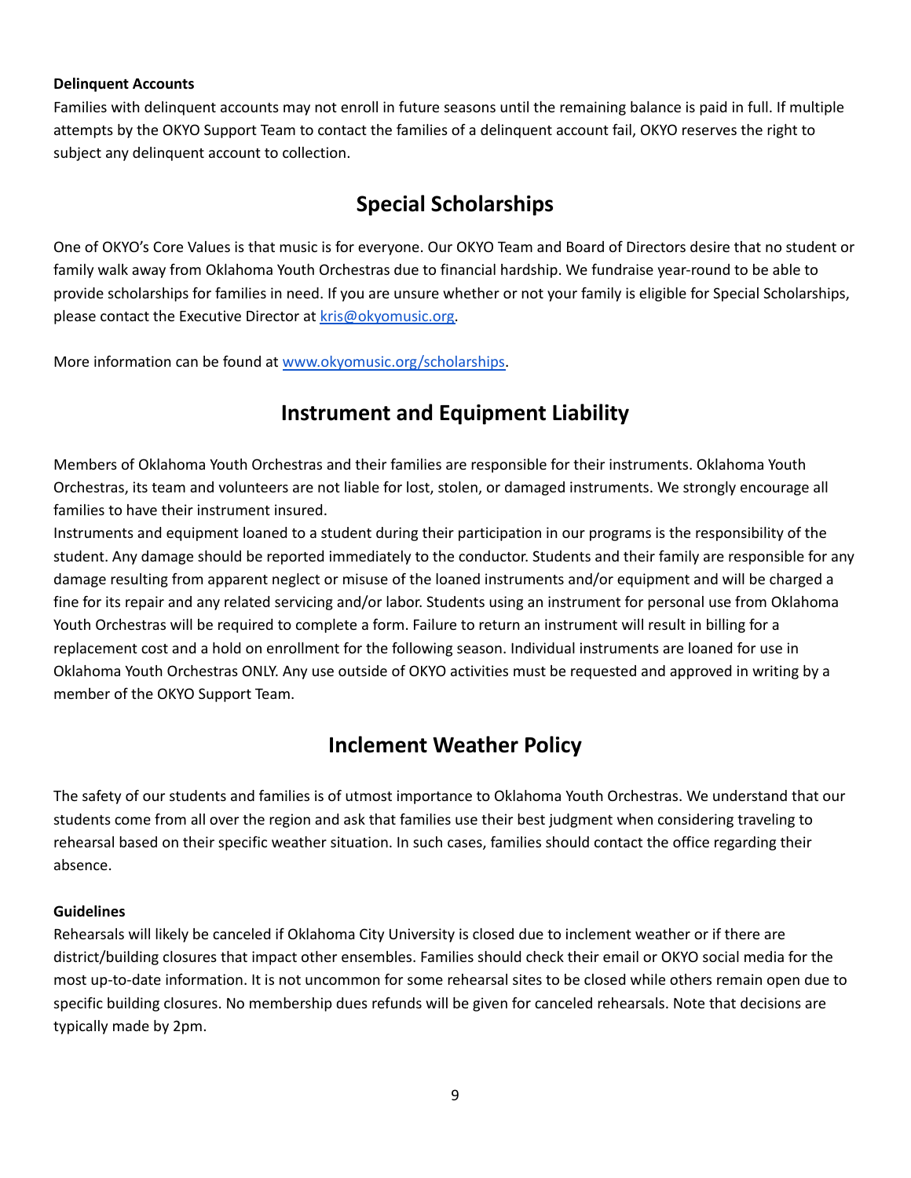**Delinquent Accounts**

Families with delinquent accounts may not enroll in future seasons until the remaining balance is paid in full. If multiple attempts by the OKYO Support Team to contact the families of a delinquent account fail, OKYO reserves the right to subject any delinquent account to collection.

## Special Scholarships

One of OKYO's Core Values is that music is for everyone. Our OKYO Team and Board of Directors desire that no student or family walk away from Oklahoma Youth Orchestras due to financial hardship. We fundraise year-round to be able to provide scholarships for families in need. If you are unsure whether or not your family is eligible for Special Scholarships, please contact the Executive Director at [kris@okyomusic.org](mailto:kris@okyomusic.org).

More information can be found at [www.okyomusic.org/scholarships](http://www.okyomusic.org/scholarships).

## Instrument and Equipment Liability

Members of Oklahoma Youth Orchestras and their families are responsible for their instruments. Oklahoma Youth Orchestras, its team and volunteers are not liable for lost, stolen, or damaged instruments. We strongly encourage all families to have their instrument insured.

Instruments and equipment loaned to a student during their participation in our programs is the responsibility of the student. Any damage should be reported immediately to the conductor. Students and their family are responsible for any damage resulting from apparent neglect or misuse of the loaned instruments and/or equipment and will be charged a fine for its repair and any related servicing and/or labor. Students using an instrument for personal use from Oklahoma Youth Orchestras will be required to complete a form. Failure to return an instrument will result in billing for a replacement cost and a hold on enrollment for the following season. Individual instruments are loaned for use in Oklahoma Youth Orchestras ONLY. Any use outside of OKYO activities must be requested and approved in writing by a member of the OKYO Support Team.

## Inclement Weather Policy

The safety of our students and families is of utmost importance to Oklahoma Youth Orchestras. We understand that our students come from all over the region and ask that families use their best judgment when considering traveling to rehearsal based on their specific weather situation. In such cases, families should contact the office regarding their absence.

**Guidelines**

Rehearsals will likely be canceled if Oklahoma City University is closed due to inclement weather or if there are district/building closures that impact other ensembles. Families should check their email or OKYO social media for the most up-to-date information. It is not uncommon for some rehearsal sites to be closed while others remain open due to specific building closures. No membership dues refunds will be given for canceled rehearsals. Note that decisions are typically made by 2pm.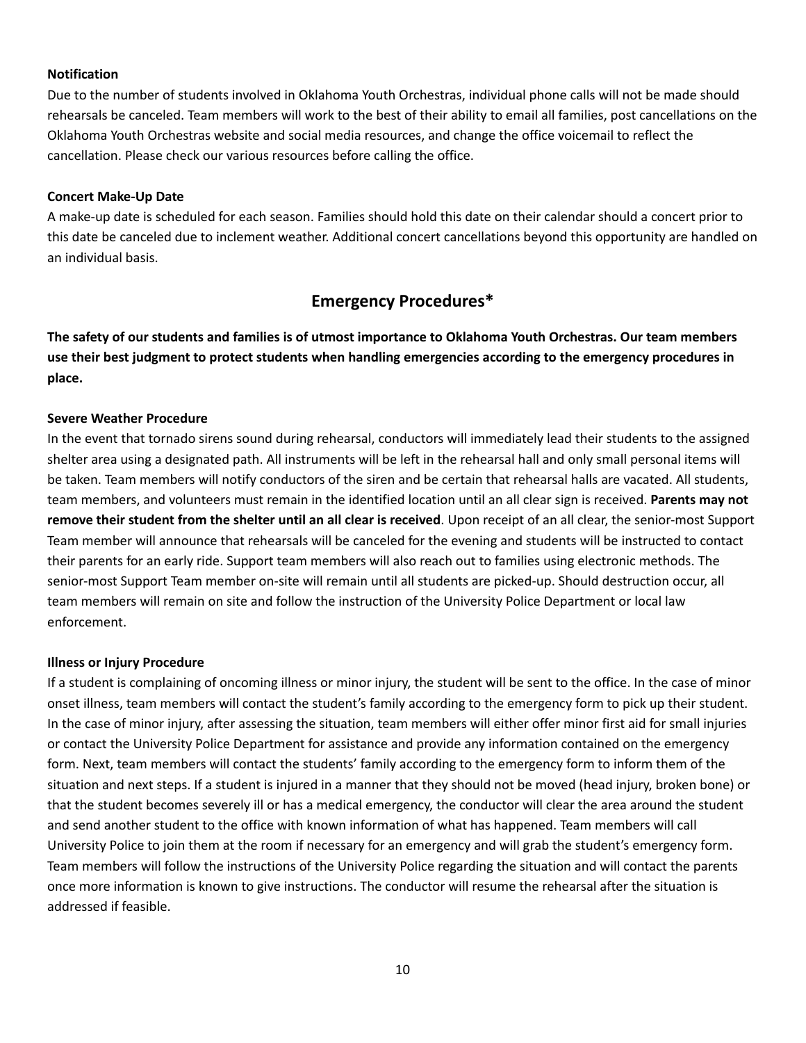**Notification**

Due to the number of students involved in Oklahoma Youth Orchestras, individual phone calls will not be made should rehearsals be canceled. Team members will work to the best of their ability to email all families, post cancellations on the Oklahoma Youth Orchestras website and social media resources, and change the office voicemail to reflect the cancellation. Please check our various resources before calling the office.

**Concert Make-Up Date**

A make-up date is scheduled for each season. Families should hold this date on their calendar should a concert prior to this date be canceled due to inclement weather. Additional concert cancellations beyond this opportunity are handled on an individual basis.

## Emergency Procedures*

**The safety of our students and families is of utmost importance to Oklahoma Youth Orchestras. Our team members use their best judgment to protect students when handling emergencies according to the emergency procedures in place.**

**Severe Weather Procedure**

In the event that tornado sirens sound during rehearsal, conductors will immediately lead their students to the assigned shelter area using a designated path. All instruments will be left in the rehearsal hall and only small personal items will be taken. Team members will notify conductors of the siren and be certain that rehearsal halls are vacated. All students, team members, and volunteers must remain in the identified location until an all clear sign is received. **Parents may not remove their student from the shelter until an all clear is received**. Upon receipt of an all clear, the senior-most Support Team member will announce that rehearsals will be canceled for the evening and students will be instructed to contact their parents for an early ride. Support team members will also reach out to families using electronic methods. The senior-most Support Team member on-site will remain until all students are picked-up. Should destruction occur, all team members will remain on site and follow the instruction of the University Police Department or local law enforcement.

**Illness or Injury Procedure**

If a student is complaining of oncoming illness or minor injury, the student will be sent to the office. In the case of minor onset illness, team members will contact the student's family according to the emergency form to pick up their student. In the case of minor injury, after assessing the situation, team members will either offer minor first aid for small injuries or contact the University Police Department for assistance and provide any information contained on the emergency form. Next, team members will contact the students' family according to the emergency form to inform them of the situation and next steps. If a student is injured in a manner that they should not be moved (head injury, broken bone) or that the student becomes severely ill or has a medical emergency, the conductor will clear the area around the student and send another student to the office with known information of what has happened. Team members will call University Police to join them at the room if necessary for an emergency and will grab the student's emergency form. Team members will follow the instructions of the University Police regarding the situation and will contact the parents once more information is known to give instructions. The conductor will resume the rehearsal after the situation is addressed if feasible.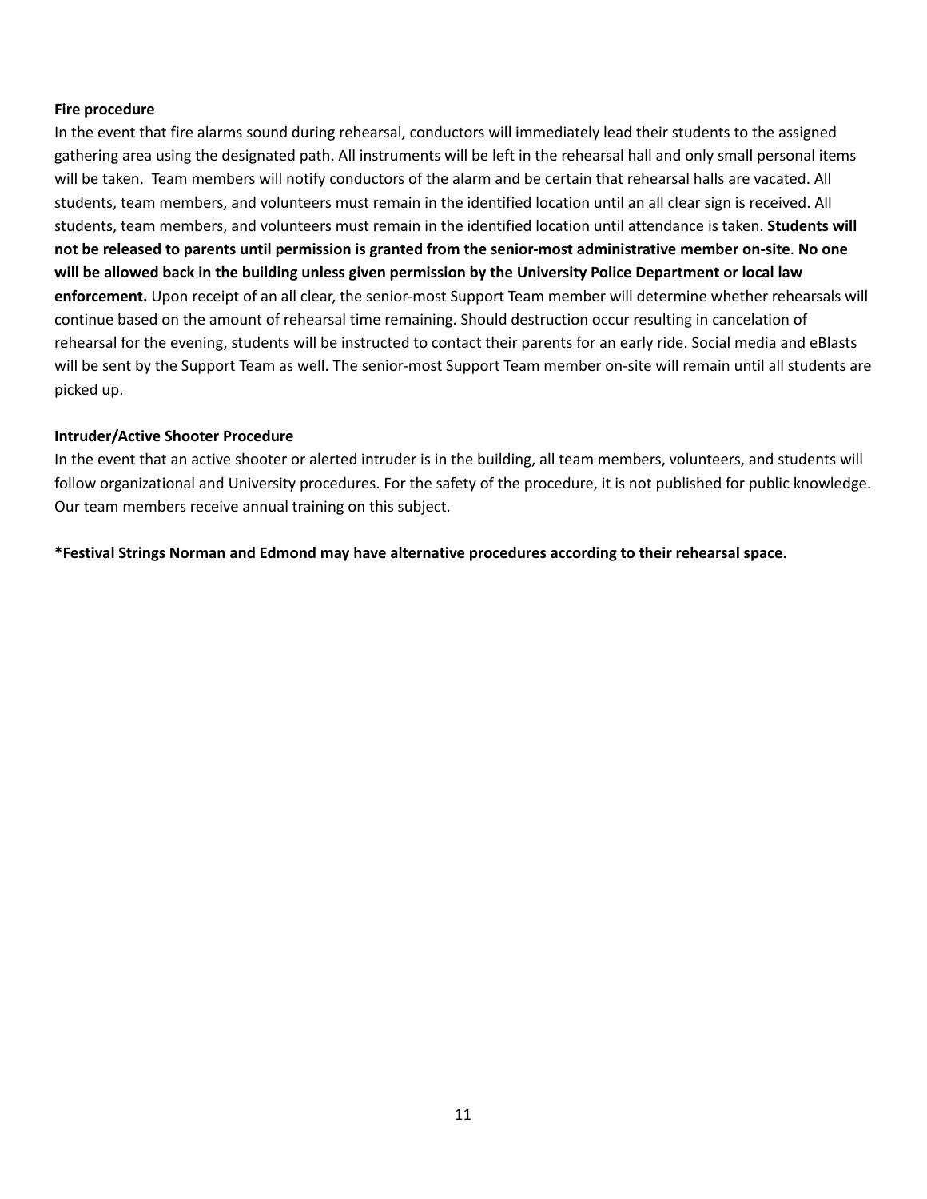**Fire procedure**

In the event that fire alarms sound during rehearsal, conductors will immediately lead their students to the assigned gathering area using the designated path. All instruments will be left in the rehearsal hall and only small personal items will be taken. Team members will notify conductors of the alarm and be certain that rehearsal halls are vacated. All students, team members, and volunteers must remain in the identified location until an all clear sign is received. All students, team members, and volunteers must remain in the identified location until attendance is taken. **Students will not be released to parents until permission is granted from the senior-most administrative member on-site**. **No one will be allowed back in the building unless given permission by the University Police Department or local law enforcement.** Upon receipt of an all clear, the senior-most Support Team member will determine whether rehearsals will continue based on the amount of rehearsal time remaining. Should destruction occur resulting in cancelation of rehearsal for the evening, students will be instructed to contact their parents for an early ride. Social media and eBlasts will be sent by the Support Team as well. The senior-most Support Team member on-site will remain until all students are picked up.

**Intruder/Active Shooter Procedure**

In the event that an active shooter or alerted intruder is in the building, all team members, volunteers, and students will follow organizational and University procedures. For the safety of the procedure, it is not published for public knowledge. Our team members receive annual training on this subject.

**\*Festival Strings Norman and Edmond may have alternative procedures according to their rehearsal space.**